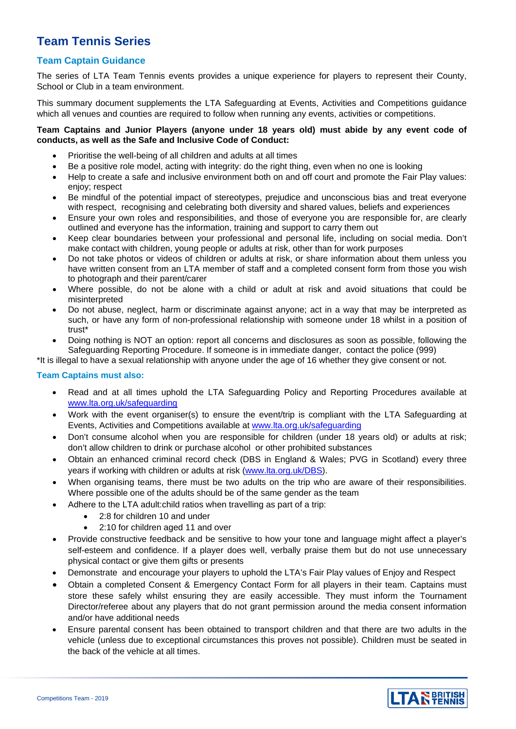# Team Tennis Series

## Team Captain Guidance

The series of LTA Team Tennis events provides a unique experience for players to represent their County, School or Club in a team environment.

This summary document supplements the LTA Safeguarding at Events, Activities and Competitions guidance which all venues and counties are required to follow when running any events, activities or competitions.

**Team Captains and Junior Players (anyone under 18 years old) must abide by any event code of conducts, as well as the Safe and Inclusive Code of Conduct:**

- Prioritise the well-being of all children and adults at all times
- Be a positive role model, acting with integrity: do the right thing, even when no one is looking
- Help to create a safe and inclusive environment both on and off court and promote the Fair Play values: enjoy; respect
- Be mindful of the potential impact of stereotypes, prejudice and unconscious bias and treat everyone with respect, recognising and celebrating both diversity and shared values, beliefs and experiences
- Ensure your own roles and responsibilities, and those of everyone you are responsible for, are clearly outlined and everyone has the information, training and support to carry them out
- Keep clear boundaries between your professional and personal life, including on social media. Don't make contact with children, young people or adults at risk, other than for work purposes
- Do not take photos or videos of children or adults at risk, or share information about them unless you have written consent from an LTA member of staff and a completed consent form from those you wish to photograph and their parent/carer
- Where possible, do not be alone with a child or adult at risk and avoid situations that could be misinterpreted
- Do not abuse, neglect, harm or discriminate against anyone; act in a way that may be interpreted as such, or have any form of non-professional relationship with someone under 18 whilst in a position of trust*
- Doing nothing is NOT an option: report all concerns and disclosures as soon as possible, following the Safeguarding Reporting Procedure. If someone is in immediate danger, contact the police (999)

*It is illegal to have a sexual relationship with anyone under the age of 16 whether they give consent or not.

### Team Captains must also:

- Read and at all times uphold the LTA Safeguarding Policy and Reporting Procedures available at www.lta.org.uk/safeguarding
- Work with the event organiser(s) to ensure the event/trip is compliant with the LTA Safeguarding at Events, Activities and Competitions available at www.lta.org.uk/safeguarding
- Don't consume alcohol when you are responsible for children (under 18 years old) or adults at risk; don't allow children to drink or purchase alcohol or other prohibited substances
- Obtain an enhanced criminal record check (DBS in England & Wales; PVG in Scotland) every three years if working with children or adults at risk (www.lta.org.uk/DBS).
- When organising teams, there must be two adults on the trip who are aware of their responsibilities. Where possible one of the adults should be of the same gender as the team
- Adhere to the LTA adult:child ratios when travelling as part of a trip:
  - 2:8 for children 10 and under
  - 2:10 for children aged 11 and over
- Provide constructive feedback and be sensitive to how your tone and language might affect a player's self-esteem and confidence. If a player does well, verbally praise them but do not use unnecessary physical contact or give them gifts or presents
- Demonstrate and encourage your players to uphold the LTA's Fair Play values of Enjoy and Respect
- Obtain a completed Consent & Emergency Contact Form for all players in their team. Captains must store these safely whilst ensuring they are easily accessible. They must inform the Tournament Director/referee about any players that do not grant permission around the media consent information and/or have additional needs
- Ensure parental consent has been obtained to transport children and that there are two adults in the vehicle (unless due to exceptional circumstances this proves not possible). Children must be seated in the back of the vehicle at all times.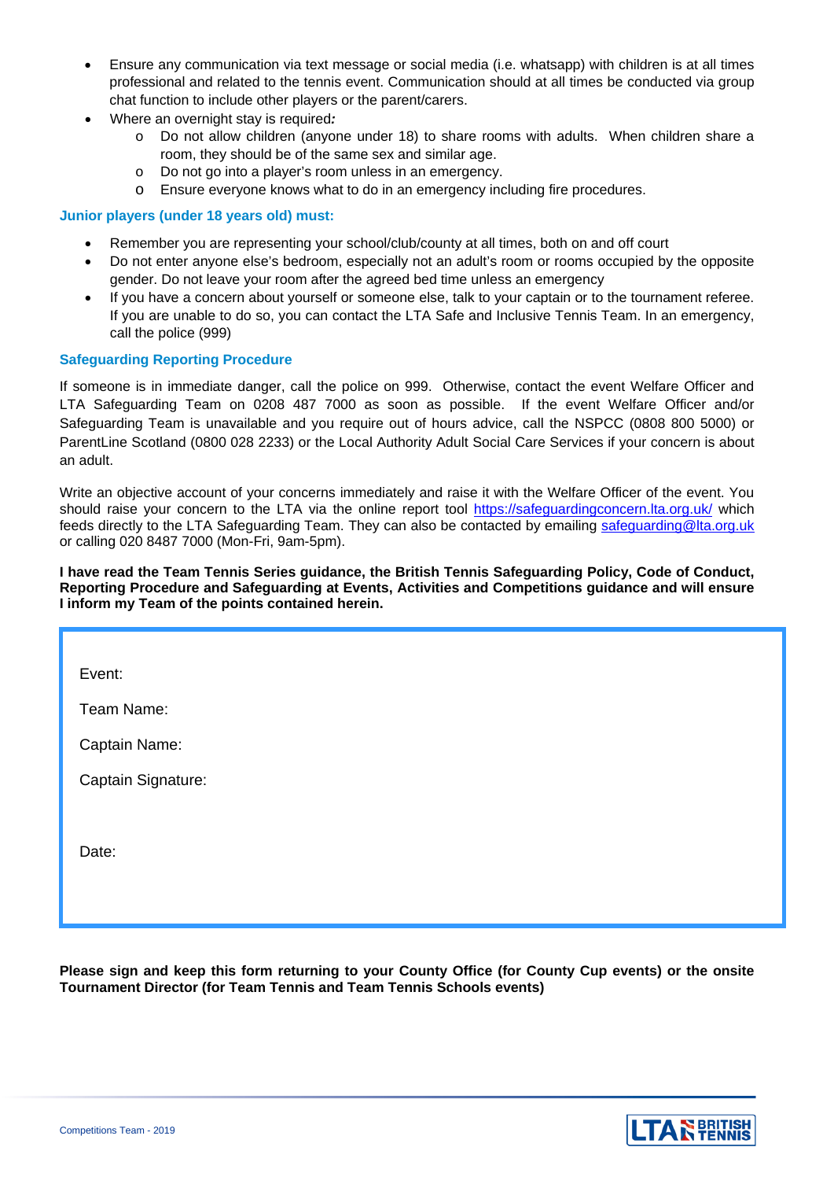- Ensure any communication via text message or social media (i.e. whatsapp) with children is at all times professional and related to the tennis event. Communication should at all times be conducted via group chat function to include other players or the parent/carers.
- Where an overnight stay is required***:***
  - Do not allow children (anyone under 18) to share rooms with adults. When children share a room, they should be of the same sex and similar age.
  - Do not go into a player's room unless in an emergency.
  - Ensure everyone knows what to do in an emergency including fire procedures.

### Junior players (under 18 years old) must:

- Remember you are representing your school/club/county at all times, both on and off court
- Do not enter anyone else's bedroom, especially not an adult's room or rooms occupied by the opposite gender. Do not leave your room after the agreed bed time unless an emergency
- If you have a concern about yourself or someone else, talk to your captain or to the tournament referee. If you are unable to do so, you can contact the LTA Safe and Inclusive Tennis Team. In an emergency, call the police (999)

### Safeguarding Reporting Procedure

If someone is in immediate danger, call the police on 999. Otherwise, contact the event Welfare Officer and LTA Safeguarding Team on 0208 487 7000 as soon as possible. If the event Welfare Officer and/or Safeguarding Team is unavailable and you require out of hours advice, call the NSPCC (0808 800 5000) or ParentLine Scotland (0800 028 2233) or the Local Authority Adult Social Care Services if your concern is about an adult.

Write an objective account of your concerns immediately and raise it with the Welfare Officer of the event. You should raise your concern to the LTA via the online report tool https://safeguardingconcern.lta.org.uk/ which feeds directly to the LTA Safeguarding Team. They can also be contacted by emailing safeguarding@lta.org.uk or calling 020 8487 7000 (Mon-Fri, 9am-5pm).

**I have read the Team Tennis Series guidance, the British Tennis Safeguarding Policy, Code of Conduct, Reporting Procedure and Safeguarding at Events, Activities and Competitions guidance and will ensure I inform my Team of the points contained herein.**

Event:

Team Name:

Captain Name:

Captain Signature:

Date:

**Please sign and keep this form returning to your County Office (for County Cup events) or the onsite Tournament Director (for Team Tennis and Team Tennis Schools events)**